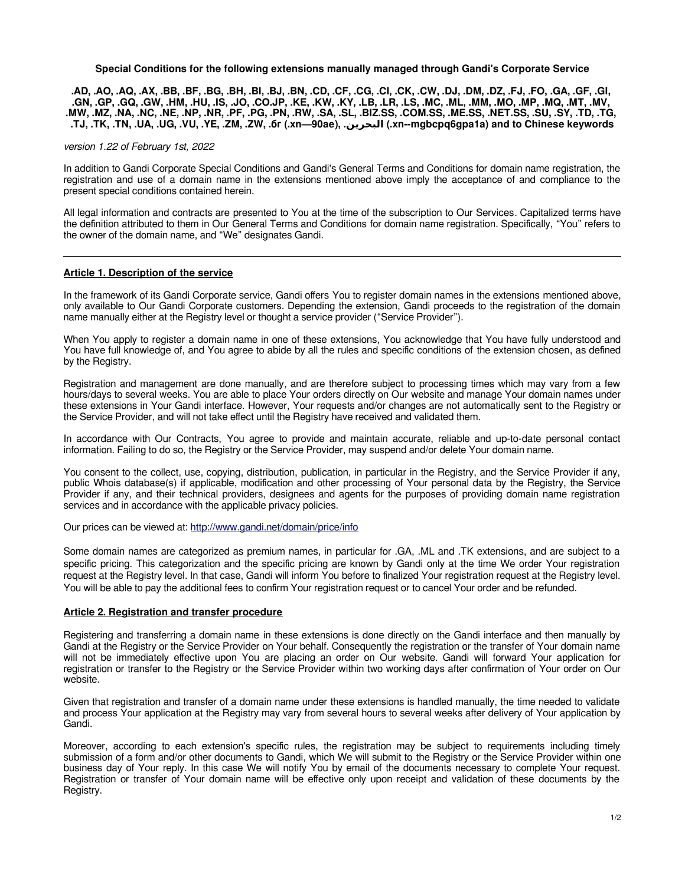**Special Conditions for the following extensions manually managed through Gandi's Corporate Service**

**.AD, .AO, .AQ, .AX, .BB, .BF, .BG, .BH, .BI, .BJ, .BN, .CD, .CF, .CG, .CI, .CK, .CW, .DJ, .DM, .DZ, .FJ, .FO, .GA, .GF, .GI, .GN, .GP, .GQ, .GW, .HM, .HU, .IS, .JO, .CO.JP, .KE, .KW, .KY, .LB, .LR, .LS, .MC, .ML, .MM, .MO, .MP, .MQ, .MT, .MV, .MW, .MZ, .NA, .NC, .NE, .NP, .NR, .PF, .PG, .PN, .RW, .SA, .SL, .BIZ.SS, .COM.SS, .ME.SS, .NET.SS, .SU, .SY, .TD, .TG, .TJ, .TK, .TN, .UA, .UG, .VU, .YE, .ZM, .ZW, .бг (.xn—90ae), .البحرين (.xn--mgbcpq6gpa1a) and to Chinese keywords**

*version 1.22 of February 1st, 2022*

In addition to Gandi Corporate Special Conditions and Gandi's General Terms and Conditions for domain name registration, the registration and use of a domain name in the extensions mentioned above imply the acceptance of and compliance to the present special conditions contained herein.

All legal information and contracts are presented to You at the time of the subscription to Our Services. Capitalized terms have the definition attributed to them in Our General Terms and Conditions for domain name registration. Specifically, “You” refers to the owner of the domain name, and “We” designates Gandi.

---

## Article 1. Description of the service

In the framework of its Gandi Corporate service, Gandi offers You to register domain names in the extensions mentioned above, only available to Our Gandi Corporate customers. Depending the extension, Gandi proceeds to the registration of the domain name manually either at the Registry level or thought a service provider (“Service Provider”).

When You apply to register a domain name in one of these extensions, You acknowledge that You have fully understood and You have full knowledge of, and You agree to abide by all the rules and specific conditions of the extension chosen, as defined by the Registry.

Registration and management are done manually, and are therefore subject to processing times which may vary from a few hours/days to several weeks. You are able to place Your orders directly on Our website and manage Your domain names under these extensions in Your Gandi interface. However, Your requests and/or changes are not automatically sent to the Registry or the Service Provider, and will not take effect until the Registry have received and validated them.

In accordance with Our Contracts, You agree to provide and maintain accurate, reliable and up-to-date personal contact information. Failing to do so, the Registry or the Service Provider, may suspend and/or delete Your domain name.

You consent to the collect, use, copying, distribution, publication, in particular in the Registry, and the Service Provider if any, public Whois database(s) if applicable, modification and other processing of Your personal data by the Registry, the Service Provider if any, and their technical providers, designees and agents for the purposes of providing domain name registration services and in accordance with the applicable privacy policies.

Our prices can be viewed at: [http://www.gandi.net/domain/price/info](http://www.gandi.net/domain/price/info)

Some domain names are categorized as premium names, in particular for .GA, .ML and .TK extensions, and are subject to a specific pricing. This categorization and the specific pricing are known by Gandi only at the time We order Your registration request at the Registry level. In that case, Gandi will inform You before to finalized Your registration request at the Registry level. You will be able to pay the additional fees to confirm Your registration request or to cancel Your order and be refunded.

## Article 2. Registration and transfer procedure

Registering and transferring a domain name in these extensions is done directly on the Gandi interface and then manually by Gandi at the Registry or the Service Provider on Your behalf. Consequently the registration or the transfer of Your domain name will not be immediately effective upon You are placing an order on Our website. Gandi will forward Your application for registration or transfer to the Registry or the Service Provider within two working days after confirmation of Your order on Our website.

Given that registration and transfer of a domain name under these extensions is handled manually, the time needed to validate and process Your application at the Registry may vary from several hours to several weeks after delivery of Your application by Gandi.

Moreover, according to each extension's specific rules, the registration may be subject to requirements including timely submission of a form and/or other documents to Gandi, which We will submit to the Registry or the Service Provider within one business day of Your reply. In this case We will notify You by email of the documents necessary to complete Your request. Registration or transfer of Your domain name will be effective only upon receipt and validation of these documents by the Registry.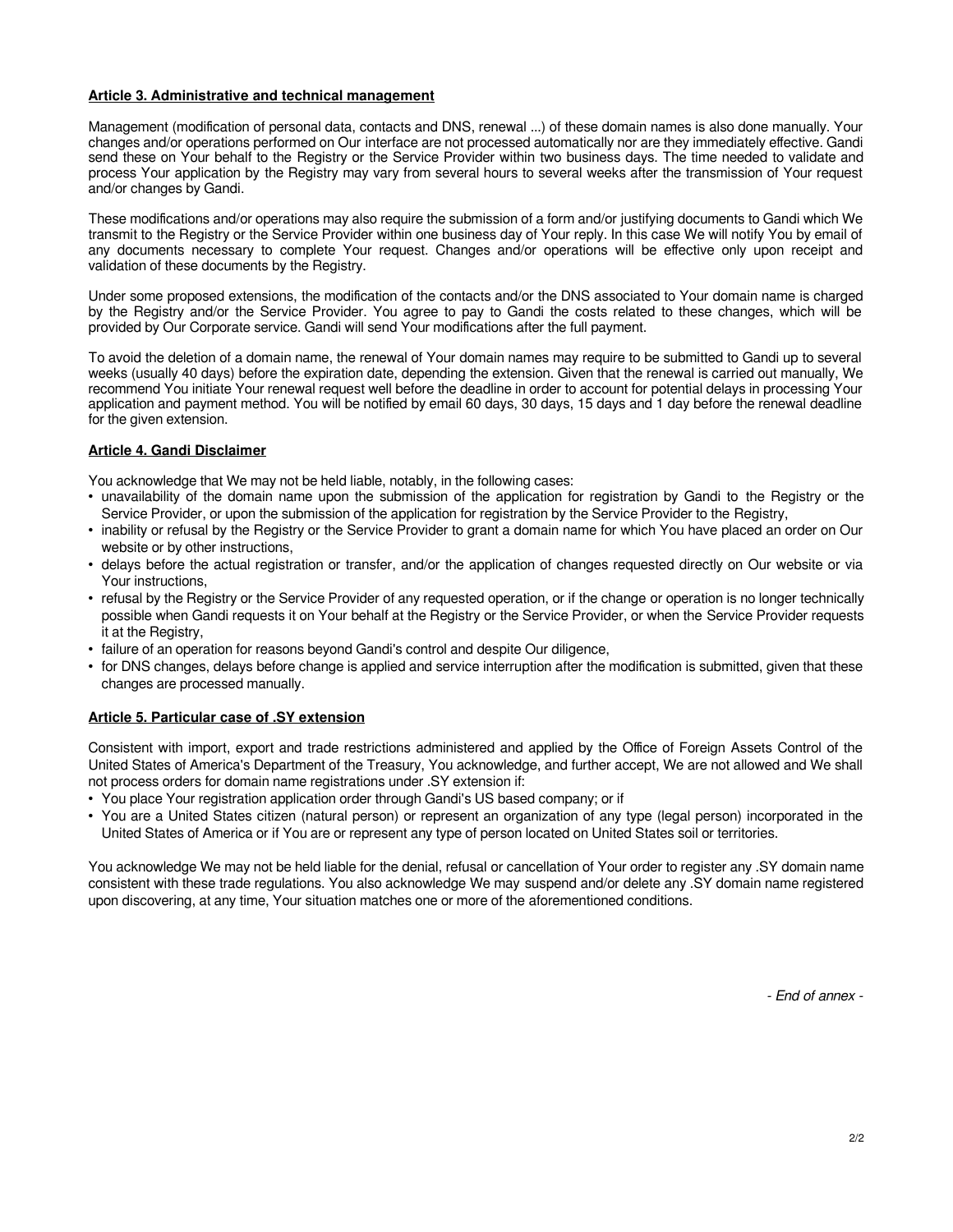### Article 3. Administrative and technical management

Management (modification of personal data, contacts and DNS, renewal ...) of these domain names is also done manually. Your changes and/or operations performed on Our interface are not processed automatically nor are they immediately effective. Gandi send these on Your behalf to the Registry or the Service Provider within two business days. The time needed to validate and process Your application by the Registry may vary from several hours to several weeks after the transmission of Your request and/or changes by Gandi.

These modifications and/or operations may also require the submission of a form and/or justifying documents to Gandi which We transmit to the Registry or the Service Provider within one business day of Your reply. In this case We will notify You by email of any documents necessary to complete Your request. Changes and/or operations will be effective only upon receipt and validation of these documents by the Registry.

Under some proposed extensions, the modification of the contacts and/or the DNS associated to Your domain name is charged by the Registry and/or the Service Provider. You agree to pay to Gandi the costs related to these changes, which will be provided by Our Corporate service. Gandi will send Your modifications after the full payment.

To avoid the deletion of a domain name, the renewal of Your domain names may require to be submitted to Gandi up to several weeks (usually 40 days) before the expiration date, depending the extension. Given that the renewal is carried out manually, We recommend You initiate Your renewal request well before the deadline in order to account for potential delays in processing Your application and payment method. You will be notified by email 60 days, 30 days, 15 days and 1 day before the renewal deadline for the given extension.

### Article 4. Gandi Disclaimer

You acknowledge that We may not be held liable, notably, in the following cases:

- unavailability of the domain name upon the submission of the application for registration by Gandi to the Registry or the Service Provider, or upon the submission of the application for registration by the Service Provider to the Registry,
- inability or refusal by the Registry or the Service Provider to grant a domain name for which You have placed an order on Our website or by other instructions,
- delays before the actual registration or transfer, and/or the application of changes requested directly on Our website or via Your instructions,
- refusal by the Registry or the Service Provider of any requested operation, or if the change or operation is no longer technically possible when Gandi requests it on Your behalf at the Registry or the Service Provider, or when the Service Provider requests it at the Registry,
- failure of an operation for reasons beyond Gandi's control and despite Our diligence,
- for DNS changes, delays before change is applied and service interruption after the modification is submitted, given that these changes are processed manually.

### Article 5. Particular case of .SY extension

Consistent with import, export and trade restrictions administered and applied by the Office of Foreign Assets Control of the United States of America's Department of the Treasury, You acknowledge, and further accept, We are not allowed and We shall not process orders for domain name registrations under .SY extension if:

- You place Your registration application order through Gandi's US based company; or if
- You are a United States citizen (natural person) or represent an organization of any type (legal person) incorporated in the United States of America or if You are or represent any type of person located on United States soil or territories.

You acknowledge We may not be held liable for the denial, refusal or cancellation of Your order to register any .SY domain name consistent with these trade regulations. You also acknowledge We may suspend and/or delete any .SY domain name registered upon discovering, at any time, Your situation matches one or more of the aforementioned conditions.

*- End of annex -*